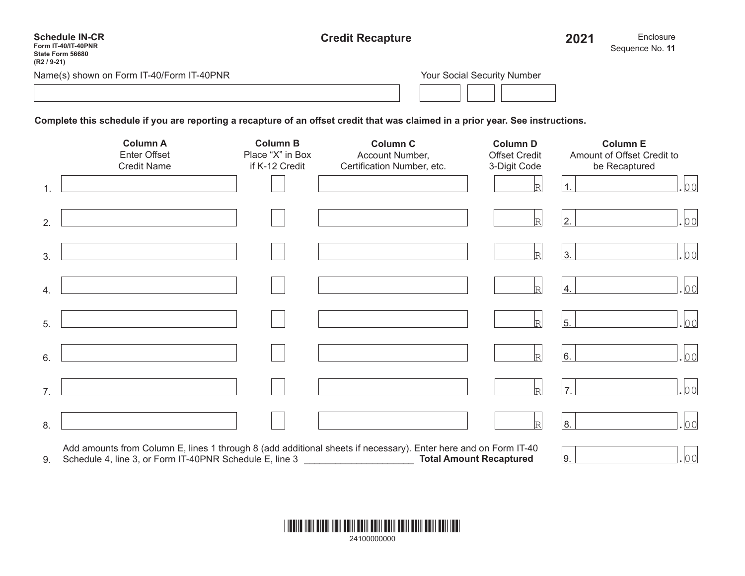**Schedule IN-CR**
**Form IT-40/IT-40PNR**
**State Form 56680**
**(R2 / 9-21)**

# Credit Recapture

**2021**

Enclosure
Sequence No. **11**

Name(s) shown on Form IT-40/Form IT-40PNR

Your Social Security Number

**Complete this schedule if you are reporting a recapture of an offset credit that was claimed in a prior year. See instructions.**

| | **Column A** Enter Offset Credit Name | **Column B** Place "X" in Box if K-12 Credit | **Column C** Account Number, Certification Number, etc. | **Column D** Offset Credit 3-Digit Code | **Column E** Amount of Offset Credit to be Recaptured |
|---|---|---|---|---|---|
| 1. | | | | R | 1. .00 |
| 2. | | | | R | 2. .00 |
| 3. | | | | R | 3. .00 |
| 4. | | | | R | 4. .00 |
| 5. | | | | R | 5. .00 |
| 6. | | | | R | 6. .00 |
| 7. | | | | R | 7. .00 |
| 8. | | | | R | 8. .00 |

9. Add amounts from Column E, lines 1 through 8 (add additional sheets if necessary). Enter here and on Form IT-40 Schedule 4, line 3, or Form IT-40PNR Schedule E, line 3 ____________________ **Total Amount Recaptured** 9. .00

24100000000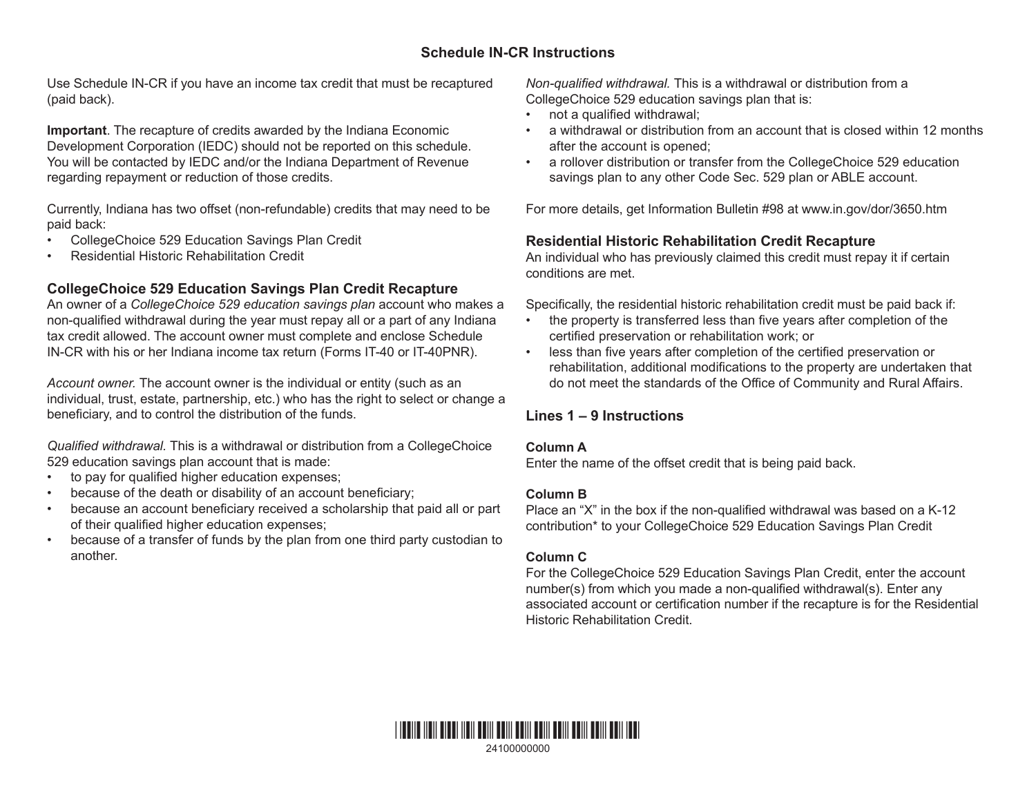# Schedule IN-CR Instructions

Use Schedule IN-CR if you have an income tax credit that must be recaptured (paid back).

**Important**. The recapture of credits awarded by the Indiana Economic Development Corporation (IEDC) should not be reported on this schedule. You will be contacted by IEDC and/or the Indiana Department of Revenue regarding repayment or reduction of those credits.

Currently, Indiana has two offset (non-refundable) credits that may need to be paid back:

- CollegeChoice 529 Education Savings Plan Credit
- Residential Historic Rehabilitation Credit

## CollegeChoice 529 Education Savings Plan Credit Recapture

An owner of a *CollegeChoice 529 education savings plan* account who makes a non-qualified withdrawal during the year must repay all or a part of any Indiana tax credit allowed. The account owner must complete and enclose Schedule IN-CR with his or her Indiana income tax return (Forms IT-40 or IT-40PNR).

*Account owner.* The account owner is the individual or entity (such as an individual, trust, estate, partnership, etc.) who has the right to select or change a beneficiary, and to control the distribution of the funds.

*Qualified withdrawal.* This is a withdrawal or distribution from a CollegeChoice 529 education savings plan account that is made:

- to pay for qualified higher education expenses;
- because of the death or disability of an account beneficiary;
- because an account beneficiary received a scholarship that paid all or part of their qualified higher education expenses;
- because of a transfer of funds by the plan from one third party custodian to another.

*Non-qualified withdrawal.* This is a withdrawal or distribution from a CollegeChoice 529 education savings plan that is:

- not a qualified withdrawal;
- a withdrawal or distribution from an account that is closed within 12 months after the account is opened;
- a rollover distribution or transfer from the CollegeChoice 529 education savings plan to any other Code Sec. 529 plan or ABLE account.

For more details, get Information Bulletin #98 at www.in.gov/dor/3650.htm

## Residential Historic Rehabilitation Credit Recapture

An individual who has previously claimed this credit must repay it if certain conditions are met.

Specifically, the residential historic rehabilitation credit must be paid back if:

- the property is transferred less than five years after completion of the certified preservation or rehabilitation work; or
- less than five years after completion of the certified preservation or rehabilitation, additional modifications to the property are undertaken that do not meet the standards of the Office of Community and Rural Affairs.

## Lines 1 – 9 Instructions

### Column A

Enter the name of the offset credit that is being paid back.

### Column B

Place an "X" in the box if the non-qualified withdrawal was based on a K-12 contribution* to your CollegeChoice 529 Education Savings Plan Credit

### Column C

For the CollegeChoice 529 Education Savings Plan Credit, enter the account number(s) from which you made a non-qualified withdrawal(s). Enter any associated account or certification number if the recapture is for the Residential Historic Rehabilitation Credit.

24100000000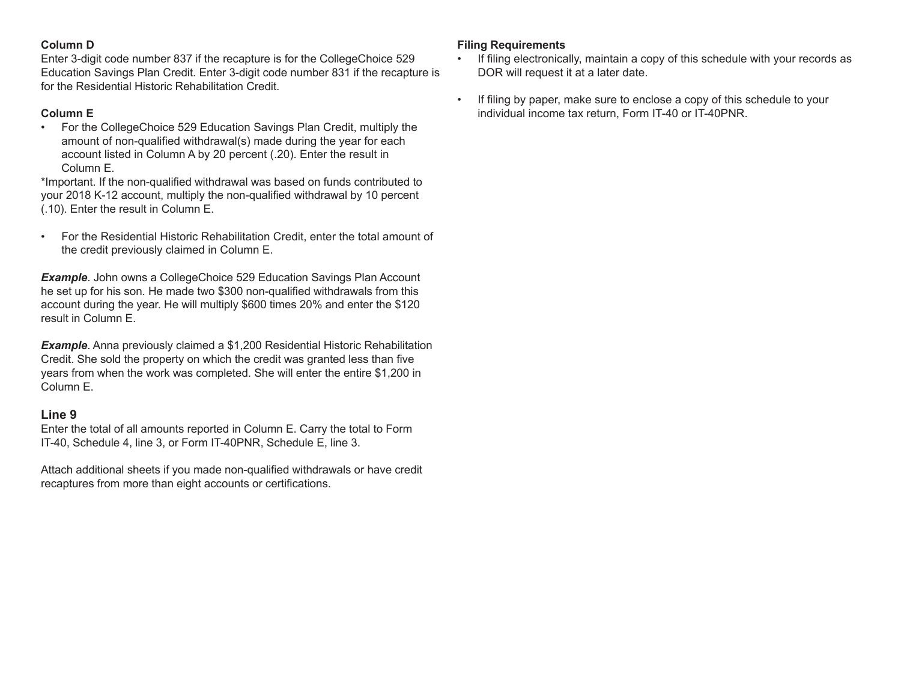**Column D**

Enter 3-digit code number 837 if the recapture is for the CollegeChoice 529 Education Savings Plan Credit. Enter 3-digit code number 831 if the recapture is for the Residential Historic Rehabilitation Credit.

**Column E**

- For the CollegeChoice 529 Education Savings Plan Credit, multiply the amount of non-qualified withdrawal(s) made during the year for each account listed in Column A by 20 percent (.20). Enter the result in Column E.

*Important. If the non-qualified withdrawal was based on funds contributed to your 2018 K-12 account, multiply the non-qualified withdrawal by 10 percent (.10). Enter the result in Column E.

- For the Residential Historic Rehabilitation Credit, enter the total amount of the credit previously claimed in Column E.

***Example***. John owns a CollegeChoice 529 Education Savings Plan Account he set up for his son. He made two $300 non-qualified withdrawals from this account during the year. He will multiply $600 times 20% and enter the $120 result in Column E.

***Example***. Anna previously claimed a $1,200 Residential Historic Rehabilitation Credit. She sold the property on which the credit was granted less than five years from when the work was completed. She will enter the entire $1,200 in Column E.

## Line 9

Enter the total of all amounts reported in Column E. Carry the total to Form IT-40, Schedule 4, line 3, or Form IT-40PNR, Schedule E, line 3.

Attach additional sheets if you made non-qualified withdrawals or have credit recaptures from more than eight accounts or certifications.

**Filing Requirements**

- If filing electronically, maintain a copy of this schedule with your records as DOR will request it at a later date.
- If filing by paper, make sure to enclose a copy of this schedule to your individual income tax return, Form IT-40 or IT-40PNR.